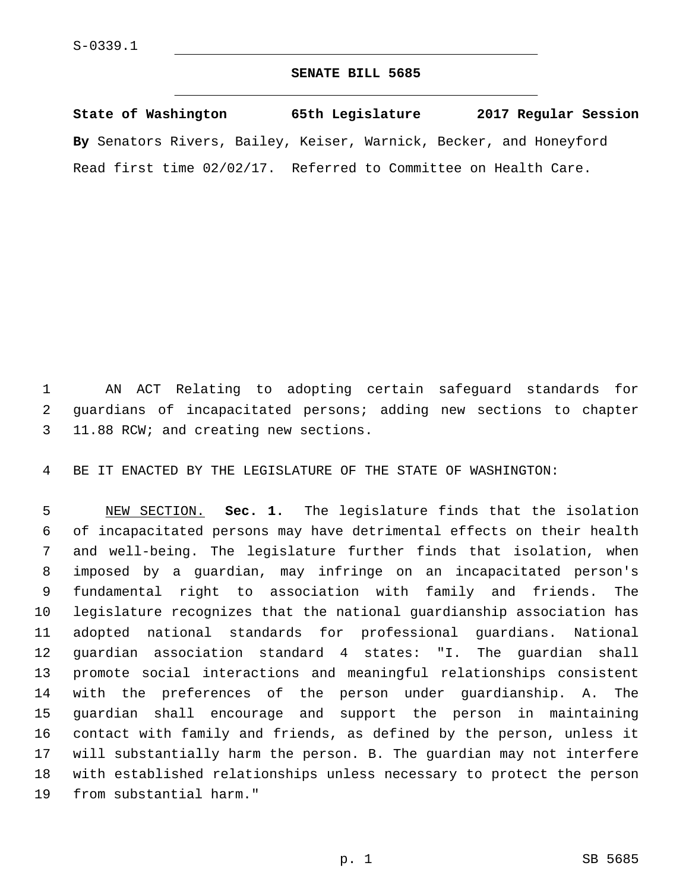S-0339.1

# SENATE BILL 5685

**State of Washington 65th Legislature 2017 Regular Session**

**By** Senators Rivers, Bailey, Keiser, Warnick, Becker, and Honeyford

Read first time 02/02/17. Referred to Committee on Health Care.

AN ACT Relating to adopting certain safeguard standards for guardians of incapacitated persons; adding new sections to chapter 11.88 RCW; and creating new sections.

BE IT ENACTED BY THE LEGISLATURE OF THE STATE OF WASHINGTON:

NEW SECTION. **Sec. 1.** The legislature finds that the isolation of incapacitated persons may have detrimental effects on their health and well-being. The legislature further finds that isolation, when imposed by a guardian, may infringe on an incapacitated person's fundamental right to association with family and friends. The legislature recognizes that the national guardianship association has adopted national standards for professional guardians. National guardian association standard 4 states: "I. The guardian shall promote social interactions and meaningful relationships consistent with the preferences of the person under guardianship. A. The guardian shall encourage and support the person in maintaining contact with family and friends, as defined by the person, unless it will substantially harm the person. B. The guardian may not interfere with established relationships unless necessary to protect the person from substantial harm."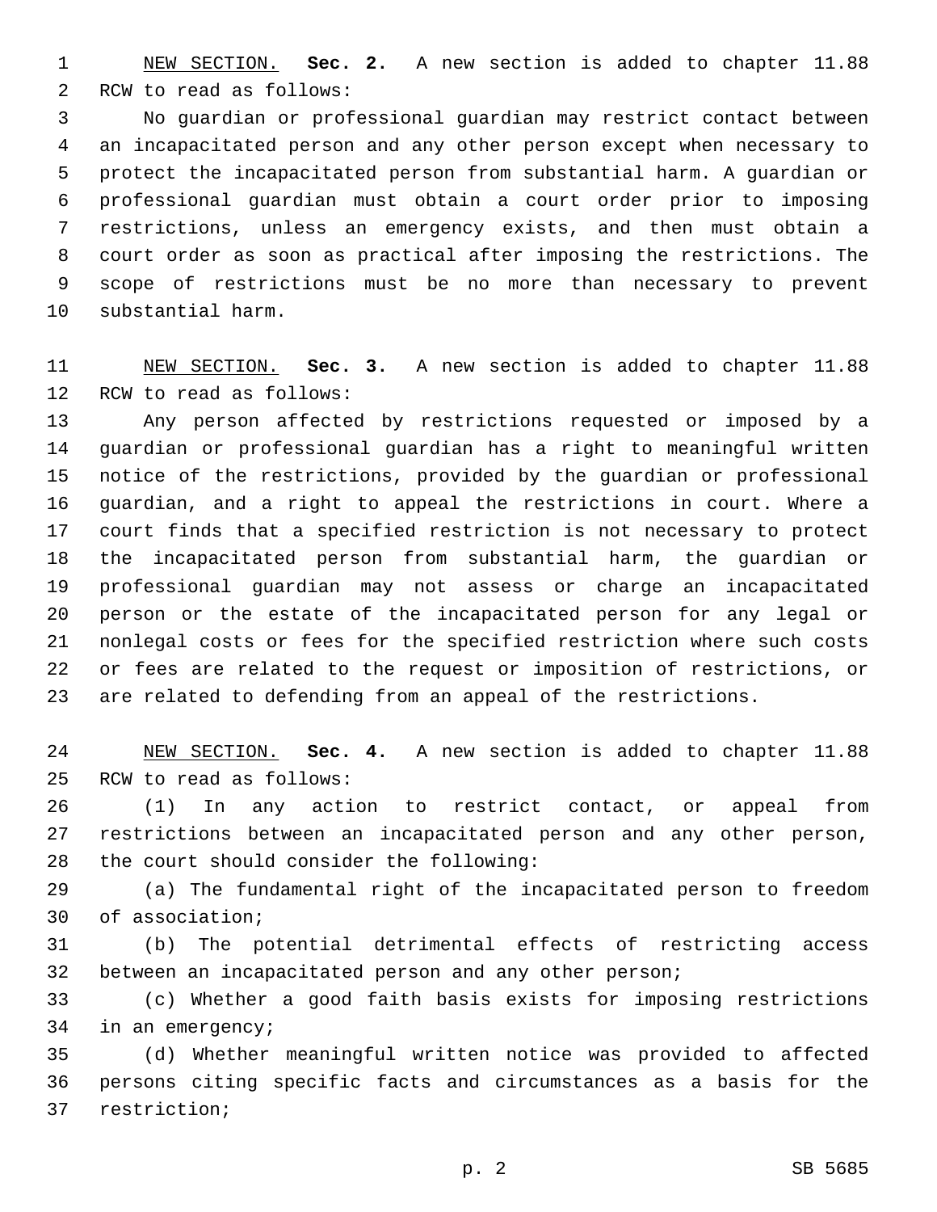NEW SECTION. **Sec. 2.** A new section is added to chapter 11.88 RCW to read as follows:

No guardian or professional guardian may restrict contact between an incapacitated person and any other person except when necessary to protect the incapacitated person from substantial harm. A guardian or professional guardian must obtain a court order prior to imposing restrictions, unless an emergency exists, and then must obtain a court order as soon as practical after imposing the restrictions. The scope of restrictions must be no more than necessary to prevent substantial harm.

NEW SECTION. **Sec. 3.** A new section is added to chapter 11.88 RCW to read as follows:

Any person affected by restrictions requested or imposed by a guardian or professional guardian has a right to meaningful written notice of the restrictions, provided by the guardian or professional guardian, and a right to appeal the restrictions in court. Where a court finds that a specified restriction is not necessary to protect the incapacitated person from substantial harm, the guardian or professional guardian may not assess or charge an incapacitated person or the estate of the incapacitated person for any legal or nonlegal costs or fees for the specified restriction where such costs or fees are related to the request or imposition of restrictions, or are related to defending from an appeal of the restrictions.

NEW SECTION. **Sec. 4.** A new section is added to chapter 11.88 RCW to read as follows:

(1) In any action to restrict contact, or appeal from restrictions between an incapacitated person and any other person, the court should consider the following:

(a) The fundamental right of the incapacitated person to freedom of association;

(b) The potential detrimental effects of restricting access between an incapacitated person and any other person;

(c) Whether a good faith basis exists for imposing restrictions in an emergency;

(d) Whether meaningful written notice was provided to affected persons citing specific facts and circumstances as a basis for the restriction;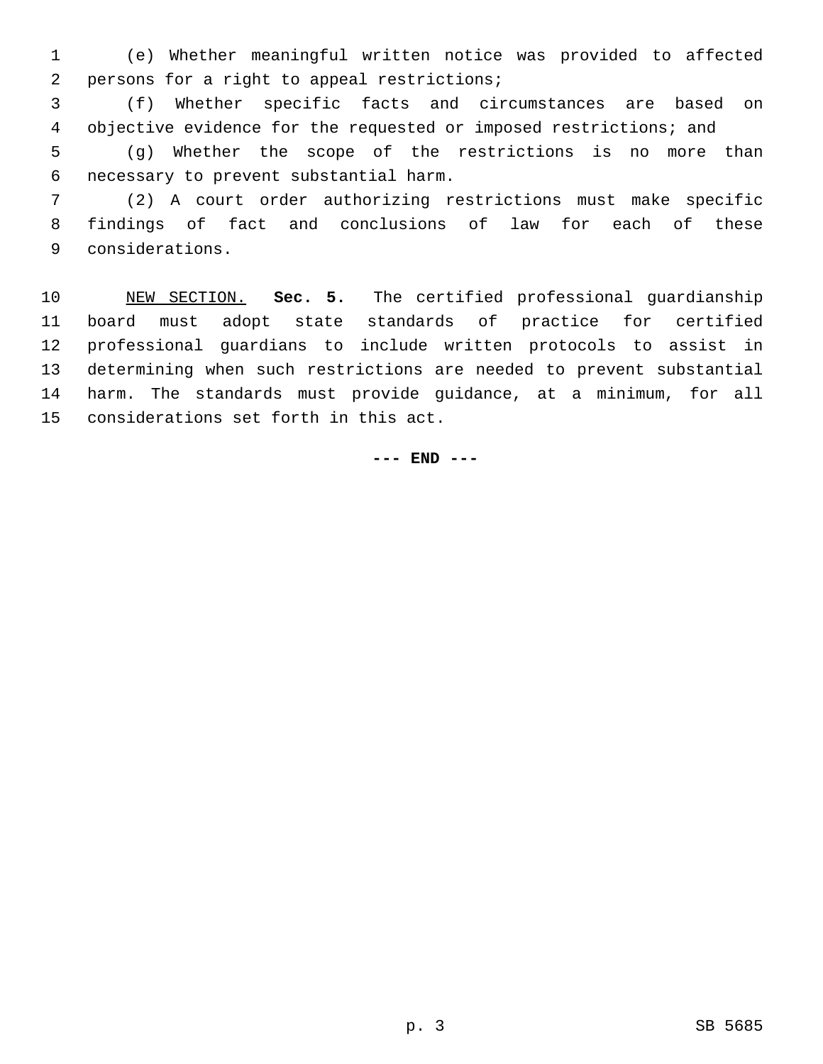(e) Whether meaningful written notice was provided to affected persons for a right to appeal restrictions;

(f) Whether specific facts and circumstances are based on objective evidence for the requested or imposed restrictions; and

(g) Whether the scope of the restrictions is no more than necessary to prevent substantial harm.

(2) A court order authorizing restrictions must make specific findings of fact and conclusions of law for each of these considerations.

NEW SECTION. **Sec. 5.** The certified professional guardianship board must adopt state standards of practice for certified professional guardians to include written protocols to assist in determining when such restrictions are needed to prevent substantial harm. The standards must provide guidance, at a minimum, for all considerations set forth in this act.

**--- END ---**